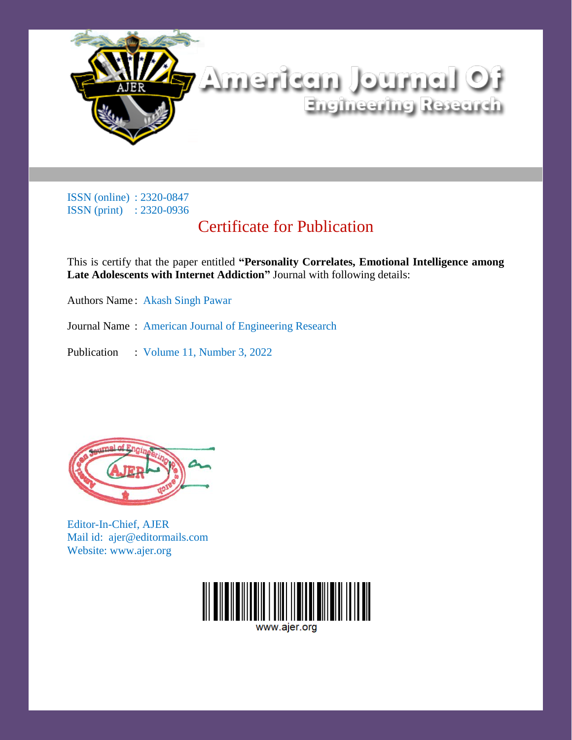# American Journal Of Engineering Research

ISSN (online) : 2320-0847
ISSN (print) : 2320-0936

## Certificate for Publication

This is certify that the paper entitled **"Personality Correlates, Emotional Intelligence among Late Adolescents with Internet Addiction"** Journal with following details:

Authors Name : Akash Singh Pawar

Journal Name : American Journal of Engineering Research

Publication : Volume 11, Number 3, 2022

Editor-In-Chief, AJER
Mail id: ajer@editormails.com
Website: www.ajer.org

www.ajer.org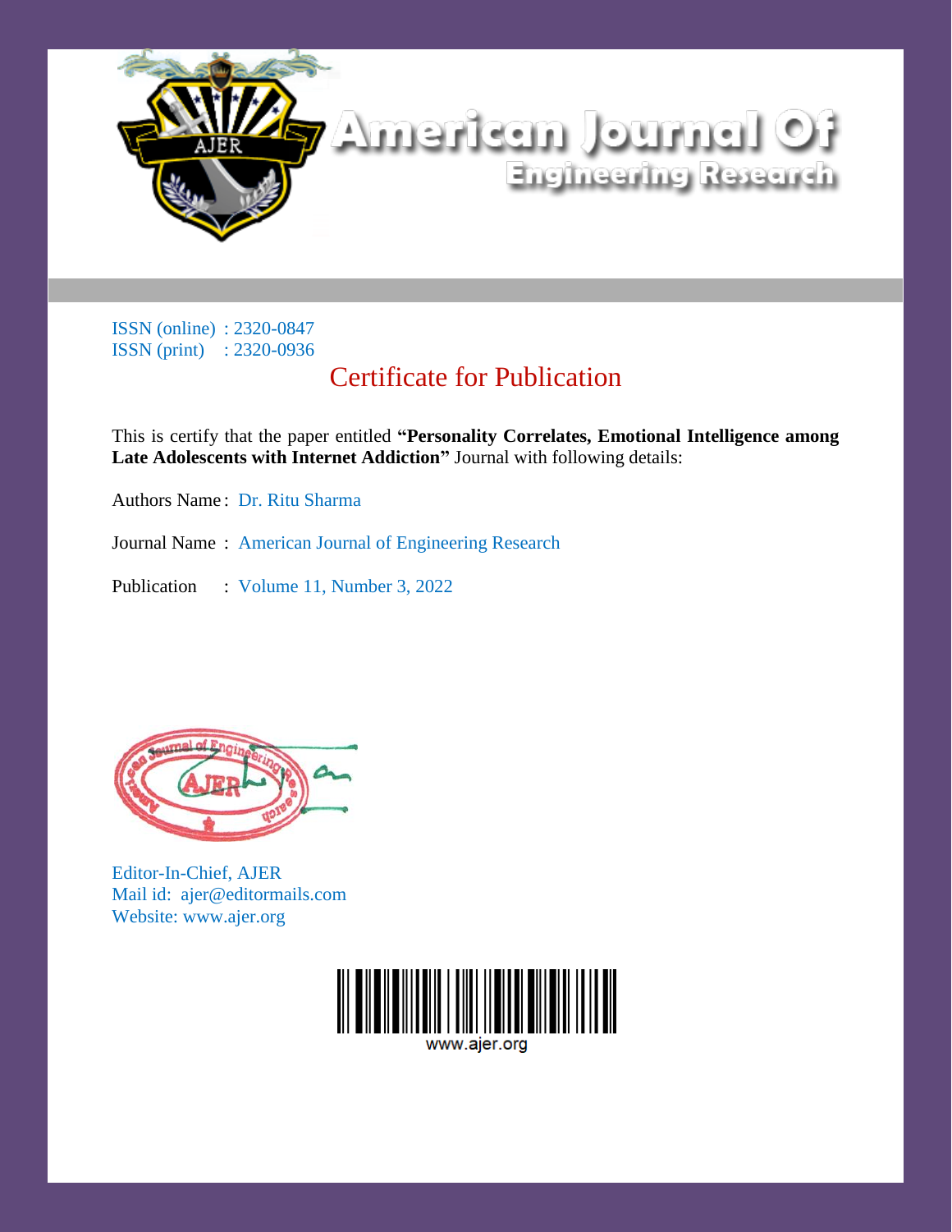# American Journal Of Engineering Research

ISSN (online) : 2320-0847
ISSN (print) : 2320-0936

## Certificate for Publication

This is certify that the paper entitled **"Personality Correlates, Emotional Intelligence among Late Adolescents with Internet Addiction"** Journal with following details:

Authors Name : Dr. Ritu Sharma

Journal Name : American Journal of Engineering Research

Publication : Volume 11, Number 3, 2022

Editor-In-Chief, AJER
Mail id: ajer@editormails.com
Website: www.ajer.org

www.ajer.org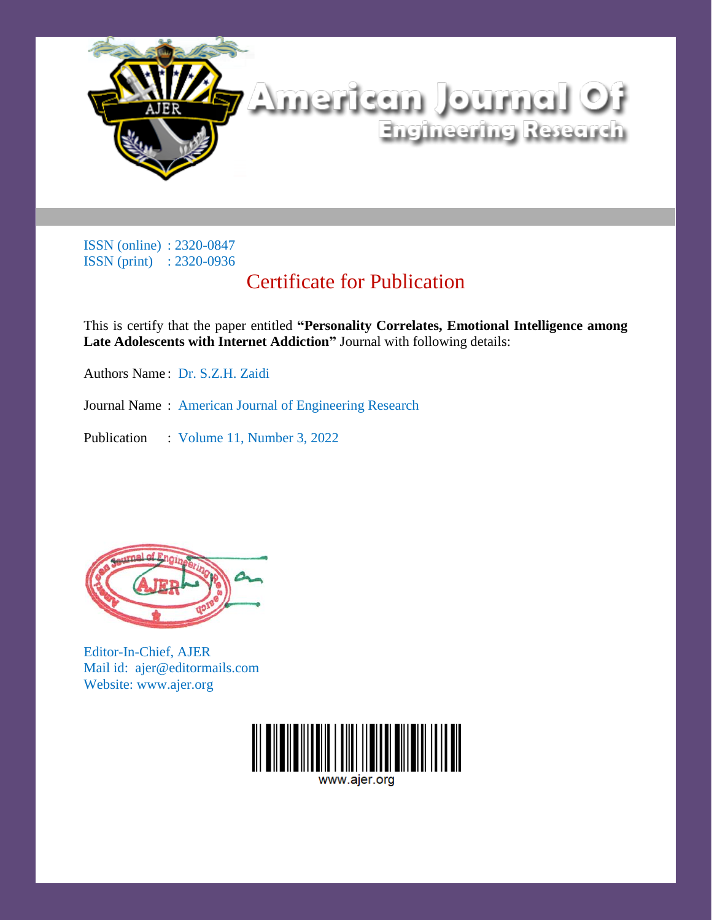# American Journal Of Engineering Research

ISSN (online) : 2320-0847
ISSN (print) : 2320-0936

## Certificate for Publication

This is certify that the paper entitled **"Personality Correlates, Emotional Intelligence among Late Adolescents with Internet Addiction"** Journal with following details:

Authors Name : Dr. S.Z.H. Zaidi

Journal Name : American Journal of Engineering Research

Publication : Volume 11, Number 3, 2022

Editor-In-Chief, AJER
Mail id: ajer@editormails.com
Website: www.ajer.org

www.ajer.org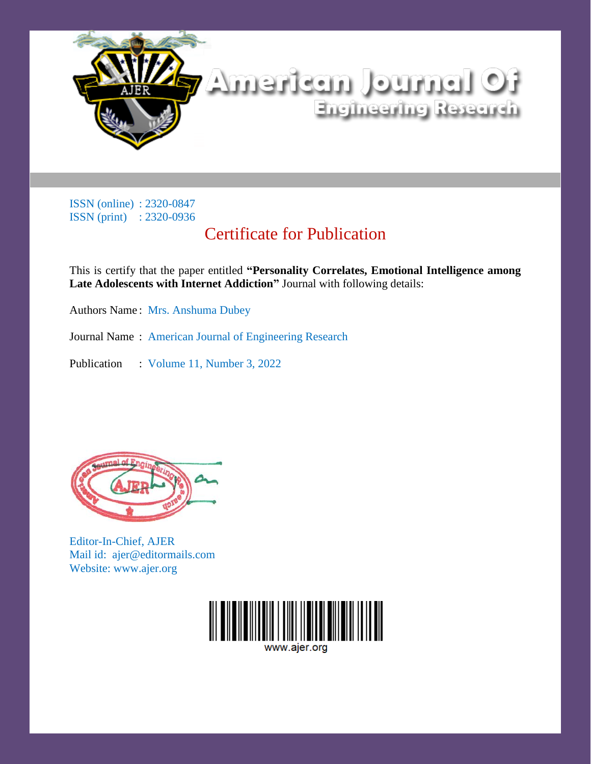# American Journal Of Engineering Research

ISSN (online) : 2320-0847
ISSN (print) : 2320-0936

## Certificate for Publication

This is certify that the paper entitled **"Personality Correlates, Emotional Intelligence among Late Adolescents with Internet Addiction"** Journal with following details:

Authors Name : Mrs. Anshuma Dubey

Journal Name : American Journal of Engineering Research

Publication : Volume 11, Number 3, 2022

Editor-In-Chief, AJER
Mail id: ajer@editormails.com
Website: www.ajer.org

www.ajer.org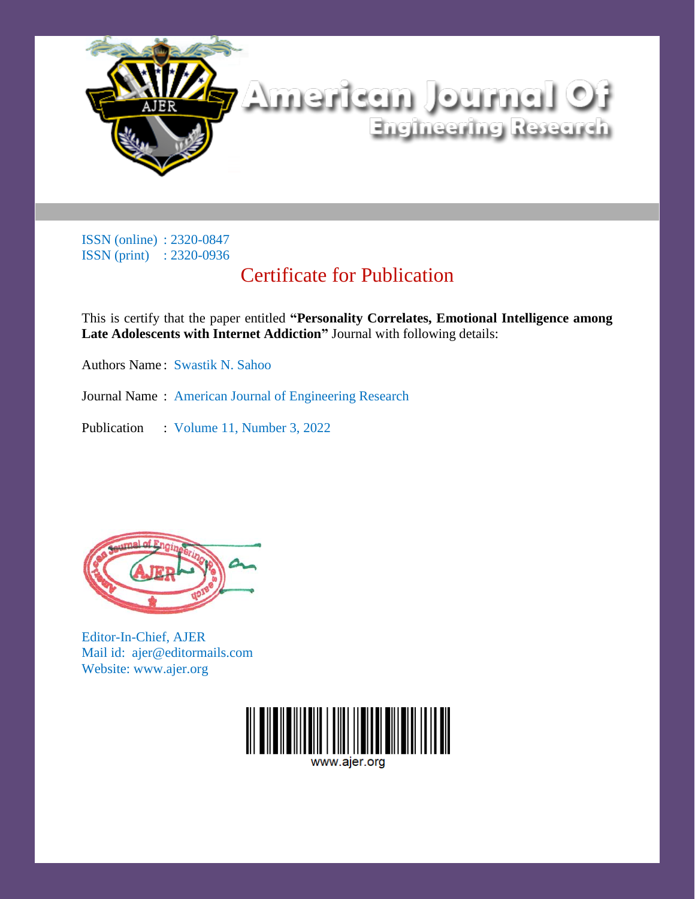# American Journal Of Engineering Research

ISSN (online) : 2320-0847
ISSN (print) : 2320-0936

## Certificate for Publication

This is certify that the paper entitled **"Personality Correlates, Emotional Intelligence among Late Adolescents with Internet Addiction"** Journal with following details:

Authors Name : Swastik N. Sahoo

Journal Name : American Journal of Engineering Research

Publication : Volume 11, Number 3, 2022

Editor-In-Chief, AJER
Mail id: ajer@editormails.com
Website: www.ajer.org

www.ajer.org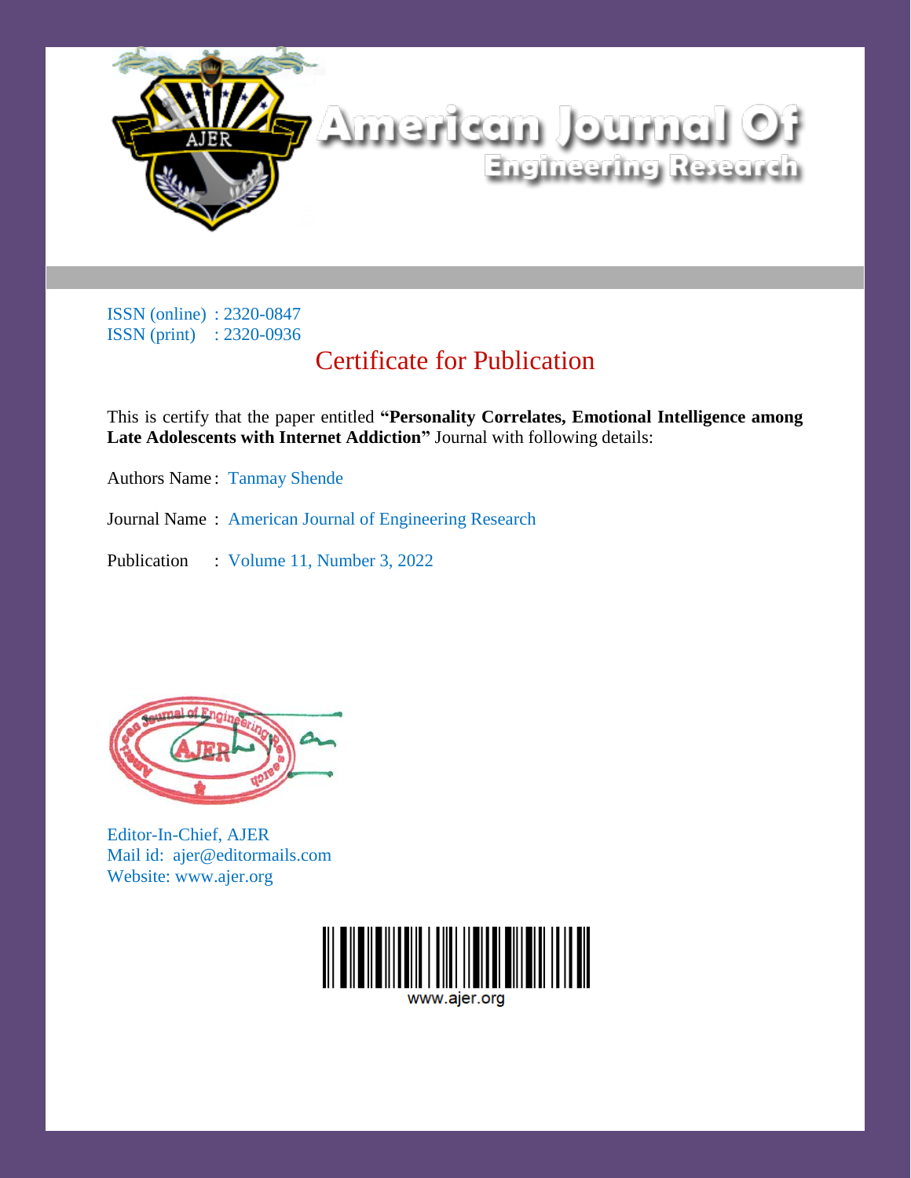# American Journal Of Engineering Research

ISSN (online) : 2320-0847
ISSN (print) : 2320-0936

## Certificate for Publication

This is certify that the paper entitled **"Personality Correlates, Emotional Intelligence among Late Adolescents with Internet Addiction"** Journal with following details:

Authors Name : Tanmay Shende

Journal Name : American Journal of Engineering Research

Publication : Volume 11, Number 3, 2022

Editor-In-Chief, AJER
Mail id: ajer@editormails.com
Website: www.ajer.org

www.ajer.org